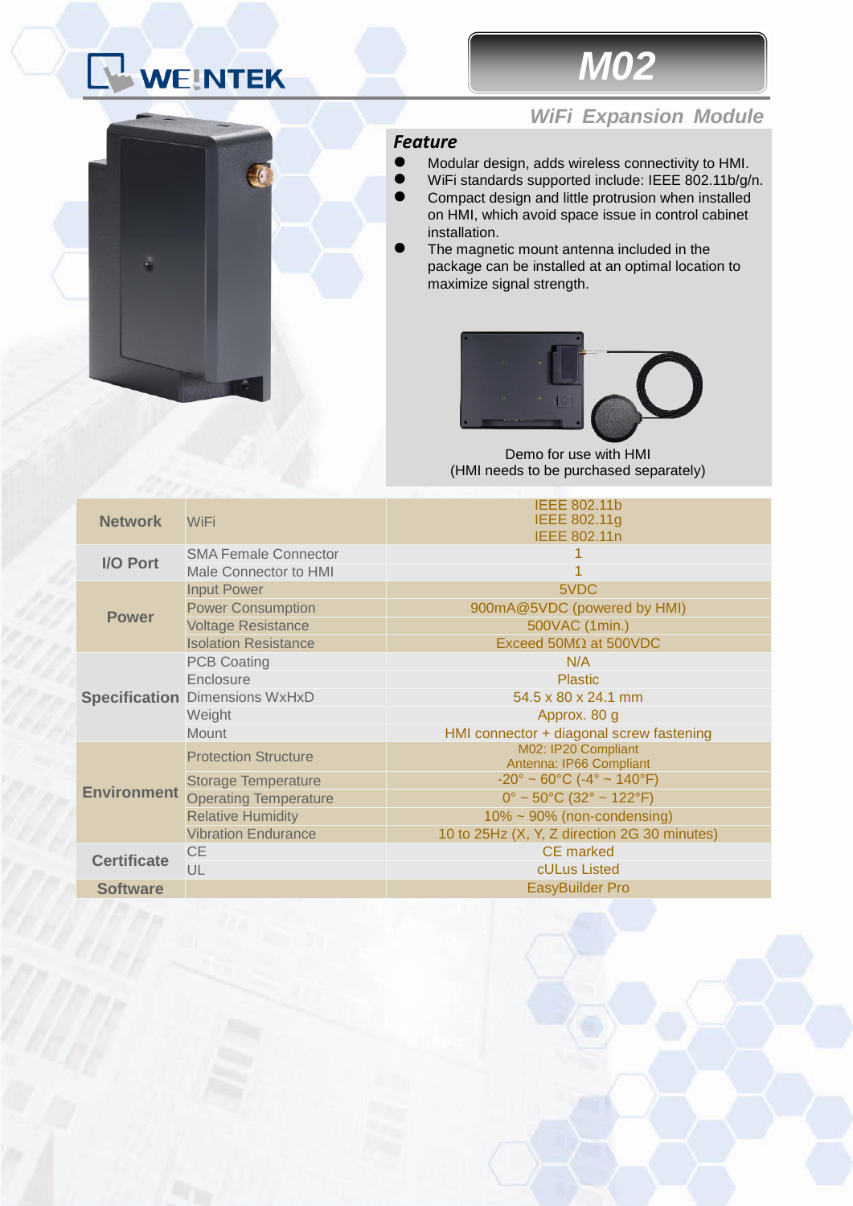# WEINTEK

# M02

## WiFi Expansion Module

### Feature

- Modular design, adds wireless connectivity to HMI.
- WiFi standards supported include: IEEE 802.11b/g/n.
- Compact design and little protrusion when installed on HMI, which avoid space issue in control cabinet installation.
- The magnetic mount antenna included in the package can be installed at an optimal location to maximize signal strength.

Demo for use with HMI
(HMI needs to be purchased separately)

| | | |
|---|---|---|
| **Network** | WiFi | IEEE 802.11b<br>IEEE 802.11g<br>IEEE 802.11n |
| **I/O Port** | SMA Female Connector | 1 |
| | Male Connector to HMI | 1 |
| **Power** | Input Power | 5VDC |
| | Power Consumption | 900mA@5VDC (powered by HMI) |
| | Voltage Resistance | 500VAC (1min.) |
| | Isolation Resistance | Exceed 50MΩ at 500VDC |
| **Specification** | PCB Coating | N/A |
| | Enclosure | Plastic |
| | Dimensions WxHxD | 54.5 x 80 x 24.1 mm |
| | Weight | Approx. 80 g |
| | Mount | HMI connector + diagonal screw fastening |
| **Environment** | Protection Structure | M02: IP20 Compliant<br>Antenna: IP66 Compliant |
| | Storage Temperature | -20° ~ 60°C (-4° ~ 140°F) |
| | Operating Temperature | 0° ~ 50°C (32° ~ 122°F) |
| | Relative Humidity | 10% ~ 90% (non-condensing) |
| | Vibration Endurance | 10 to 25Hz (X, Y, Z direction 2G 30 minutes) |
| **Certificate** | CE | CE marked |
| | UL | cULus Listed |
| **Software** | | EasyBuilder Pro |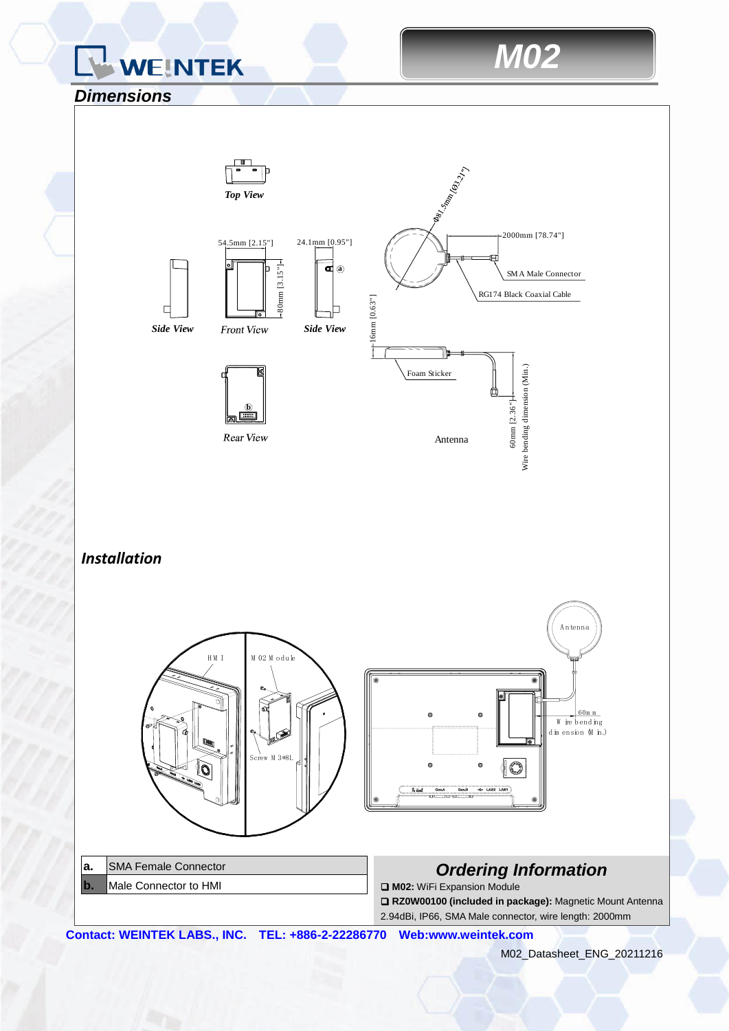## Dimensions

Top View

54.5mm [2.15"]

24.1mm [0.95"]

80mm [3.15"]

Side View

Front View

Side View

Rear View

Ø81.5mm [Ø3.21"]

2000mm [78.74"]

SMA Male Connector

RG174 Black Coaxial Cable

16mm [0.63"]

Foam Sticker

60mm [2.36"]

Wire bending dimension (Min.)

Antenna

## Installation

HMI

M02 Module

Screw M3*8L

Antenna

60mm

Wire bending dimension (Min.)

| | |
|---|---|
| **a.** | SMA Female Connector |
| **b.** | Male Connector to HMI |

## Ordering Information

- **M02:** WiFi Expansion Module
- **RZ0W00100 (included in package):** Magnetic Mount Antenna 2.94dBi, IP66, SMA Male connector, wire length: 2000mm

**Contact: WEINTEK LABS., INC. TEL: +886-2-22286770 Web:www.weintek.com**

M02_Datasheet_ENG_20211216